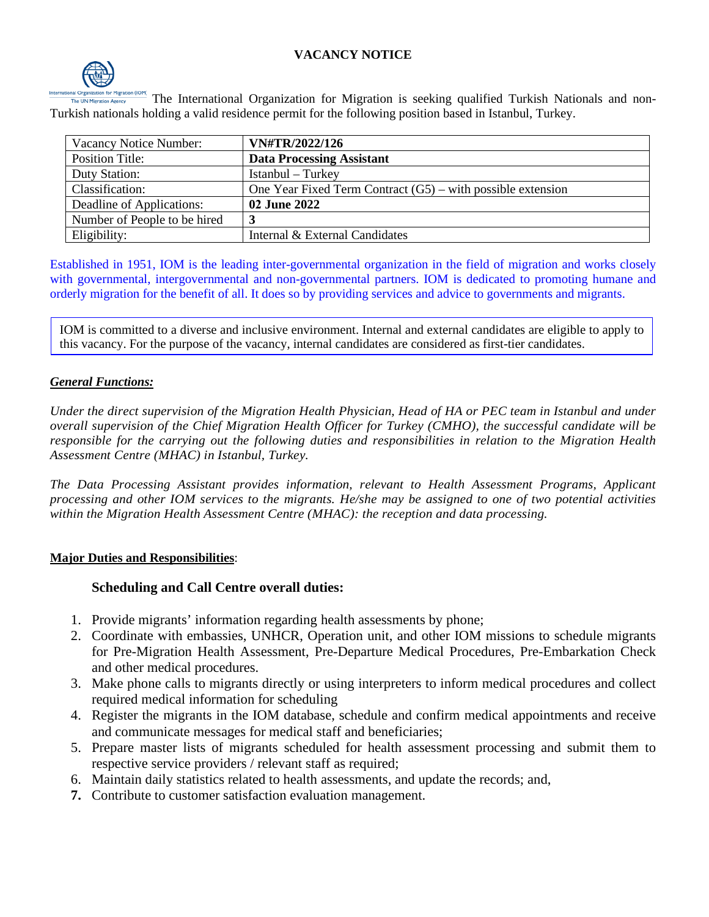# VACANCY NOTICE

The International Organization for Migration is seeking qualified Turkish Nationals and non-Turkish nationals holding a valid residence permit for the following position based in Istanbul, Turkey.

| Vacancy Notice Number: | **VN#TR/2022/126** |
|---|---|
| Position Title: | **Data Processing Assistant** |
| Duty Station: | Istanbul – Turkey |
| Classification: | One Year Fixed Term Contract (G5) – with possible extension |
| Deadline of Applications: | **02 June 2022** |
| Number of People to be hired | **3** |
| Eligibility: | Internal & External Candidates |

Established in 1951, IOM is the leading inter-governmental organization in the field of migration and works closely with governmental, intergovernmental and non-governmental partners. IOM is dedicated to promoting humane and orderly migration for the benefit of all. It does so by providing services and advice to governments and migrants.

IOM is committed to a diverse and inclusive environment. Internal and external candidates are eligible to apply to this vacancy. For the purpose of the vacancy, internal candidates are considered as first-tier candidates.

***General Functions:***

*Under the direct supervision of the Migration Health Physician, Head of HA or PEC team in Istanbul and under overall supervision of the Chief Migration Health Officer for Turkey (CMHO), the successful candidate will be responsible for the carrying out the following duties and responsibilities in relation to the Migration Health Assessment Centre (MHAC) in Istanbul, Turkey.*

*The Data Processing Assistant provides information, relevant to Health Assessment Programs, Applicant processing and other IOM services to the migrants. He/she may be assigned to one of two potential activities within the Migration Health Assessment Centre (MHAC): the reception and data processing.*

**Major Duties and Responsibilities**:

### Scheduling and Call Centre overall duties:

1. Provide migrants' information regarding health assessments by phone;
2. Coordinate with embassies, UNHCR, Operation unit, and other IOM missions to schedule migrants for Pre-Migration Health Assessment, Pre-Departure Medical Procedures, Pre-Embarkation Check and other medical procedures.
3. Make phone calls to migrants directly or using interpreters to inform medical procedures and collect required medical information for scheduling
4. Register the migrants in the IOM database, schedule and confirm medical appointments and receive and communicate messages for medical staff and beneficiaries;
5. Prepare master lists of migrants scheduled for health assessment processing and submit them to respective service providers / relevant staff as required;
6. Maintain daily statistics related to health assessments, and update the records; and,
7. Contribute to customer satisfaction evaluation management.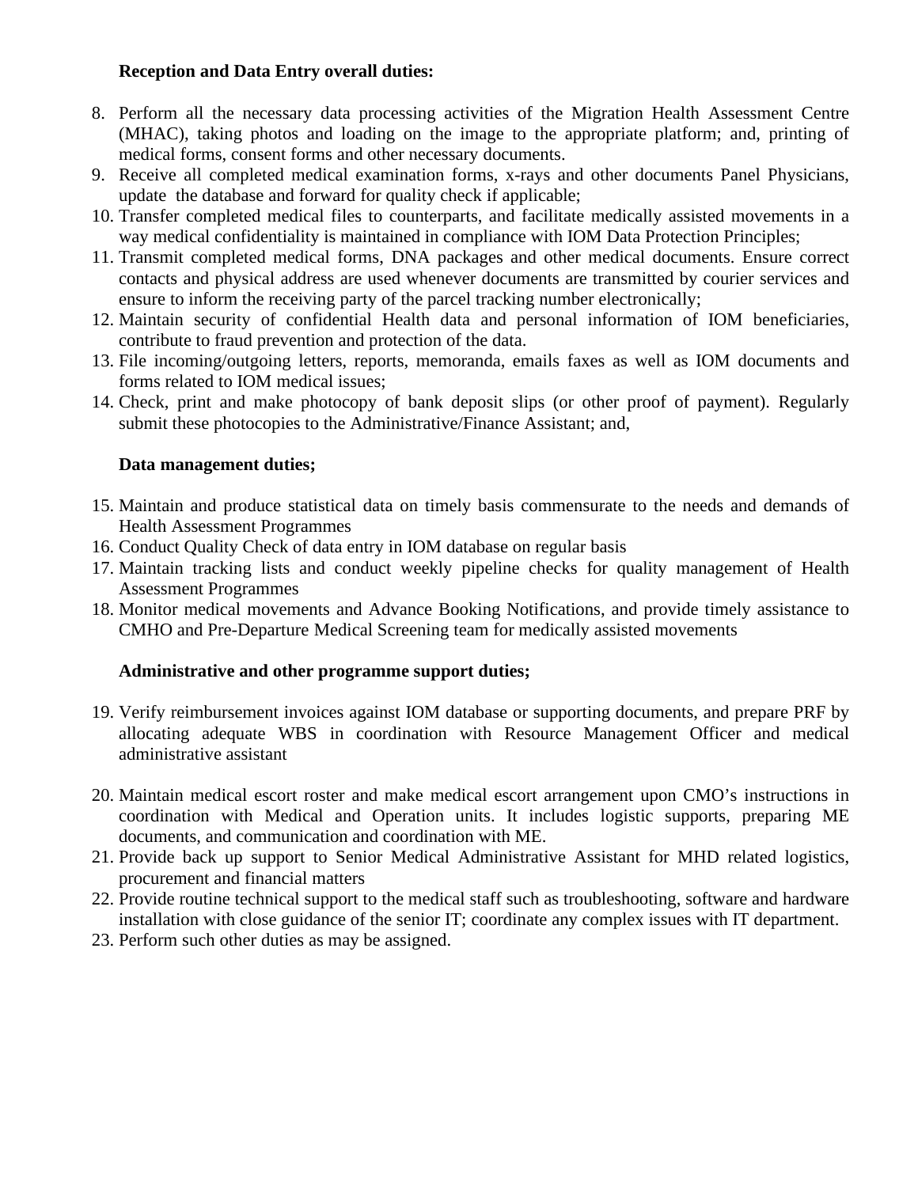**Reception and Data Entry overall duties:**

8. Perform all the necessary data processing activities of the Migration Health Assessment Centre (MHAC), taking photos and loading on the image to the appropriate platform; and, printing of medical forms, consent forms and other necessary documents.
9. Receive all completed medical examination forms, x-rays and other documents Panel Physicians, update the database and forward for quality check if applicable;
10. Transfer completed medical files to counterparts, and facilitate medically assisted movements in a way medical confidentiality is maintained in compliance with IOM Data Protection Principles;
11. Transmit completed medical forms, DNA packages and other medical documents. Ensure correct contacts and physical address are used whenever documents are transmitted by courier services and ensure to inform the receiving party of the parcel tracking number electronically;
12. Maintain security of confidential Health data and personal information of IOM beneficiaries, contribute to fraud prevention and protection of the data.
13. File incoming/outgoing letters, reports, memoranda, emails faxes as well as IOM documents and forms related to IOM medical issues;
14. Check, print and make photocopy of bank deposit slips (or other proof of payment). Regularly submit these photocopies to the Administrative/Finance Assistant; and,

**Data management duties;**

15. Maintain and produce statistical data on timely basis commensurate to the needs and demands of Health Assessment Programmes
16. Conduct Quality Check of data entry in IOM database on regular basis
17. Maintain tracking lists and conduct weekly pipeline checks for quality management of Health Assessment Programmes
18. Monitor medical movements and Advance Booking Notifications, and provide timely assistance to CMHO and Pre-Departure Medical Screening team for medically assisted movements

**Administrative and other programme support duties;**

19. Verify reimbursement invoices against IOM database or supporting documents, and prepare PRF by allocating adequate WBS in coordination with Resource Management Officer and medical administrative assistant
20. Maintain medical escort roster and make medical escort arrangement upon CMO's instructions in coordination with Medical and Operation units. It includes logistic supports, preparing ME documents, and communication and coordination with ME.
21. Provide back up support to Senior Medical Administrative Assistant for MHD related logistics, procurement and financial matters
22. Provide routine technical support to the medical staff such as troubleshooting, software and hardware installation with close guidance of the senior IT; coordinate any complex issues with IT department.
23. Perform such other duties as may be assigned.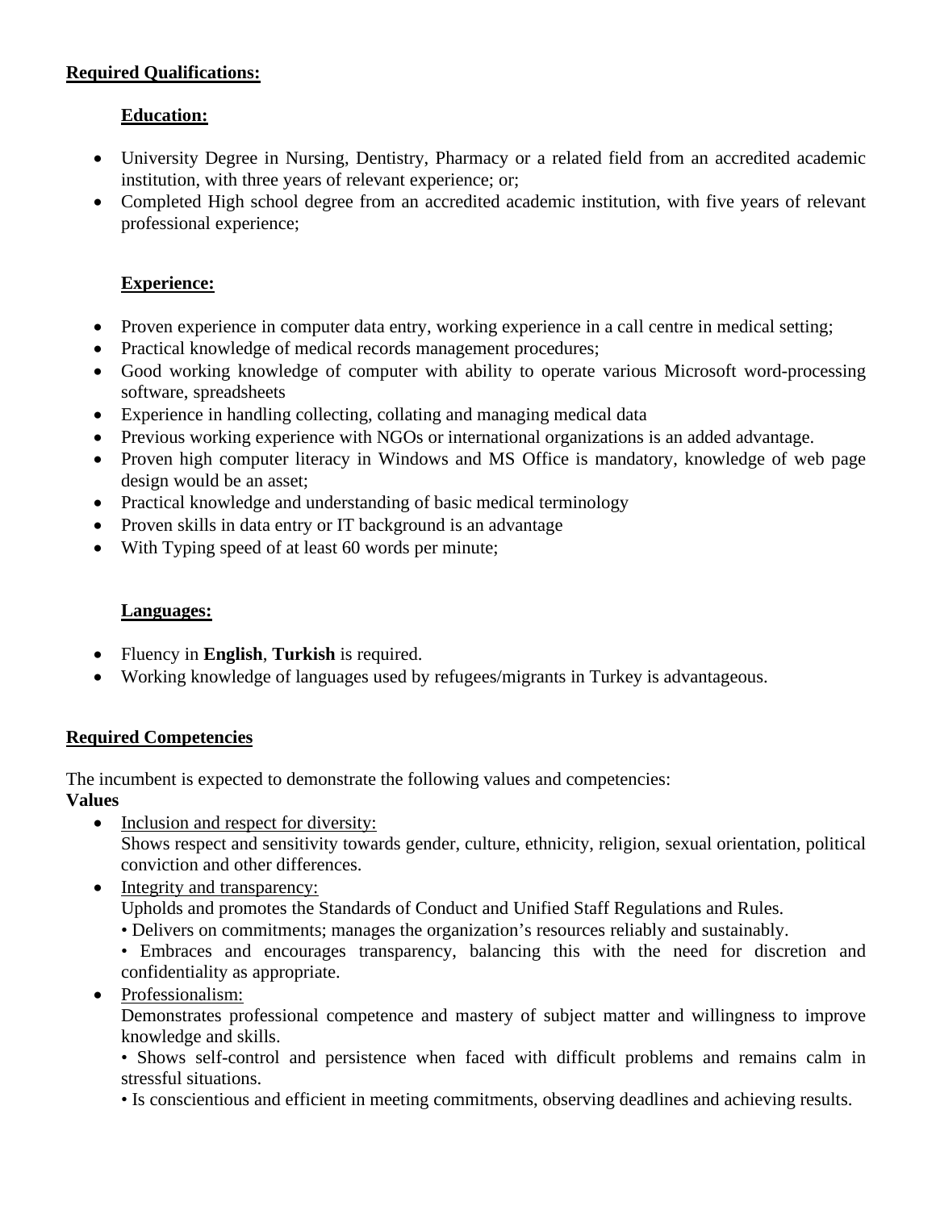**Required Qualifications:**

**Education:**

- University Degree in Nursing, Dentistry, Pharmacy or a related field from an accredited academic institution, with three years of relevant experience; or;
- Completed High school degree from an accredited academic institution, with five years of relevant professional experience;

**Experience:**

- Proven experience in computer data entry, working experience in a call centre in medical setting;
- Practical knowledge of medical records management procedures;
- Good working knowledge of computer with ability to operate various Microsoft word-processing software, spreadsheets
- Experience in handling collecting, collating and managing medical data
- Previous working experience with NGOs or international organizations is an added advantage.
- Proven high computer literacy in Windows and MS Office is mandatory, knowledge of web page design would be an asset;
- Practical knowledge and understanding of basic medical terminology
- Proven skills in data entry or IT background is an advantage
- With Typing speed of at least 60 words per minute;

**Languages:**

- Fluency in **English**, **Turkish** is required.
- Working knowledge of languages used by refugees/migrants in Turkey is advantageous.

**Required Competencies**

The incumbent is expected to demonstrate the following values and competencies:

**Values**

- Inclusion and respect for diversity:
  Shows respect and sensitivity towards gender, culture, ethnicity, religion, sexual orientation, political conviction and other differences.
- Integrity and transparency:
  Upholds and promotes the Standards of Conduct and Unified Staff Regulations and Rules.
  • Delivers on commitments; manages the organization's resources reliably and sustainably.
  • Embraces and encourages transparency, balancing this with the need for discretion and confidentiality as appropriate.
- Professionalism:
  Demonstrates professional competence and mastery of subject matter and willingness to improve knowledge and skills.
  • Shows self-control and persistence when faced with difficult problems and remains calm in stressful situations.
  • Is conscientious and efficient in meeting commitments, observing deadlines and achieving results.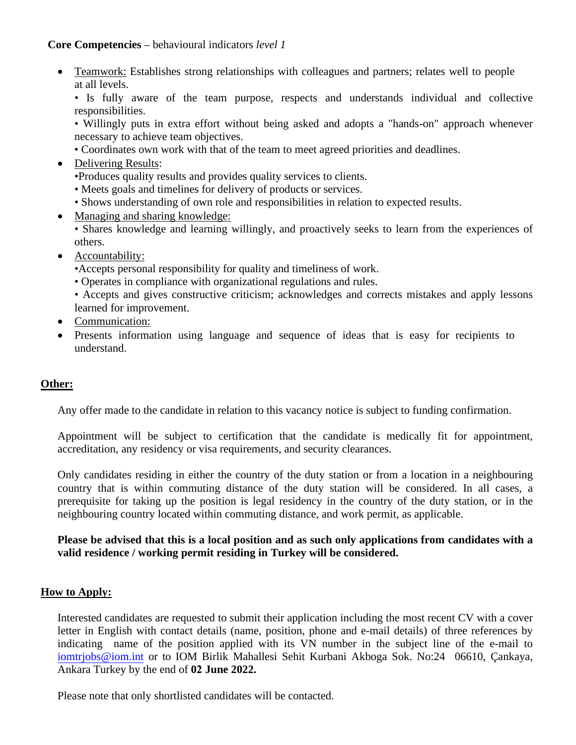**Core Competencies** – behavioural indicators *level 1*

- Teamwork: Establishes strong relationships with colleagues and partners; relates well to people at all levels.
  • Is fully aware of the team purpose, respects and understands individual and collective responsibilities.
  • Willingly puts in extra effort without being asked and adopts a "hands-on" approach whenever necessary to achieve team objectives.
  • Coordinates own work with that of the team to meet agreed priorities and deadlines.
- Delivering Results:
  •Produces quality results and provides quality services to clients.
  • Meets goals and timelines for delivery of products or services.
  • Shows understanding of own role and responsibilities in relation to expected results.
- Managing and sharing knowledge:
  • Shares knowledge and learning willingly, and proactively seeks to learn from the experiences of others.
- Accountability:
  •Accepts personal responsibility for quality and timeliness of work.
  • Operates in compliance with organizational regulations and rules.
  • Accepts and gives constructive criticism; acknowledges and corrects mistakes and apply lessons learned for improvement.
- Communication:
- Presents information using language and sequence of ideas that is easy for recipients to understand.

## Other:

Any offer made to the candidate in relation to this vacancy notice is subject to funding confirmation.

Appointment will be subject to certification that the candidate is medically fit for appointment, accreditation, any residency or visa requirements, and security clearances.

Only candidates residing in either the country of the duty station or from a location in a neighbouring country that is within commuting distance of the duty station will be considered. In all cases, a prerequisite for taking up the position is legal residency in the country of the duty station, or in the neighbouring country located within commuting distance, and work permit, as applicable.

**Please be advised that this is a local position and as such only applications from candidates with a valid residence / working permit residing in Turkey will be considered.**

## How to Apply:

Interested candidates are requested to submit their application including the most recent CV with a cover letter in English with contact details (name, position, phone and e-mail details) of three references by indicating name of the position applied with its VN number in the subject line of the e-mail to iomtrjobs@iom.int or to IOM Birlik Mahallesi Sehit Kurbani Akboga Sok. No:24 06610, Çankaya, Ankara Turkey by the end of **02 June 2022.**

Please note that only shortlisted candidates will be contacted.